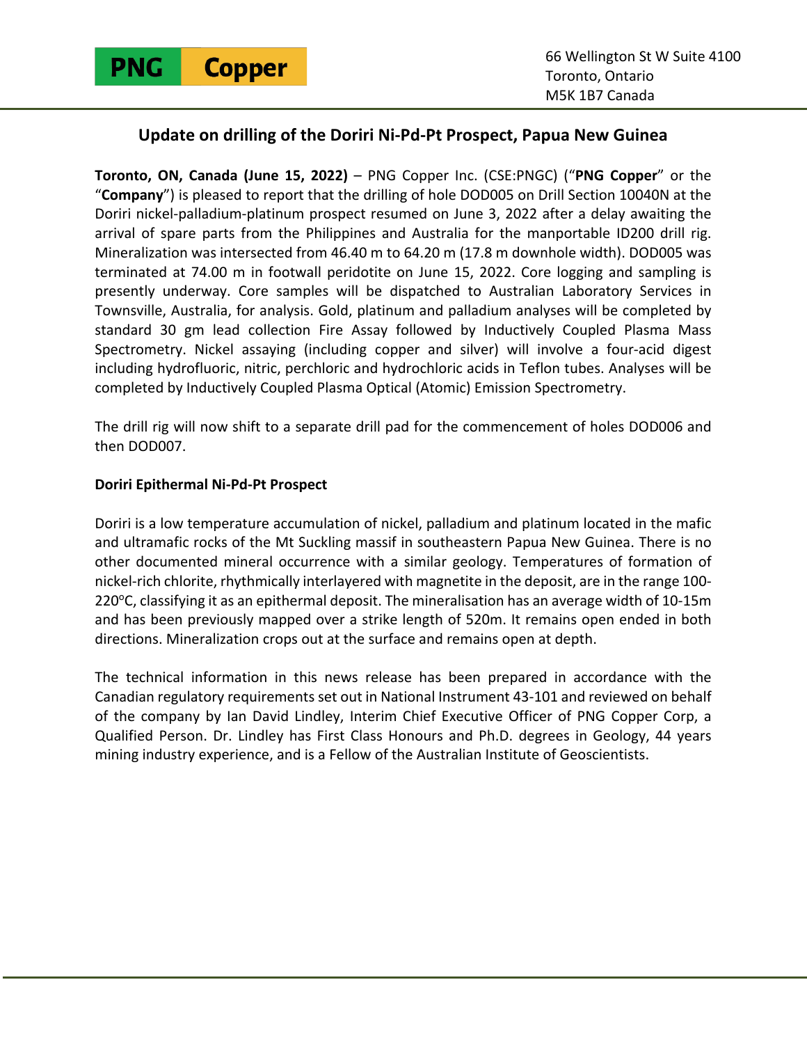PNG Copper

66 Wellington St W Suite 4100
Toronto, Ontario
M5K 1B7 Canada

# Update on drilling of the Doriri Ni-Pd-Pt Prospect, Papua New Guinea

**Toronto, ON, Canada (June 15, 2022)** – PNG Copper Inc. (CSE:PNGC) ("**PNG Copper**" or the "**Company**") is pleased to report that the drilling of hole DOD005 on Drill Section 10040N at the Doriri nickel-palladium-platinum prospect resumed on June 3, 2022 after a delay awaiting the arrival of spare parts from the Philippines and Australia for the manportable ID200 drill rig. Mineralization was intersected from 46.40 m to 64.20 m (17.8 m downhole width). DOD005 was terminated at 74.00 m in footwall peridotite on June 15, 2022. Core logging and sampling is presently underway. Core samples will be dispatched to Australian Laboratory Services in Townsville, Australia, for analysis. Gold, platinum and palladium analyses will be completed by standard 30 gm lead collection Fire Assay followed by Inductively Coupled Plasma Mass Spectrometry. Nickel assaying (including copper and silver) will involve a four-acid digest including hydrofluoric, nitric, perchloric and hydrochloric acids in Teflon tubes. Analyses will be completed by Inductively Coupled Plasma Optical (Atomic) Emission Spectrometry.

The drill rig will now shift to a separate drill pad for the commencement of holes DOD006 and then DOD007.

**Doriri Epithermal Ni-Pd-Pt Prospect**

Doriri is a low temperature accumulation of nickel, palladium and platinum located in the mafic and ultramafic rocks of the Mt Suckling massif in southeastern Papua New Guinea. There is no other documented mineral occurrence with a similar geology. Temperatures of formation of nickel-rich chlorite, rhythmically interlayered with magnetite in the deposit, are in the range 100-220°C, classifying it as an epithermal deposit. The mineralisation has an average width of 10-15m and has been previously mapped over a strike length of 520m. It remains open ended in both directions. Mineralization crops out at the surface and remains open at depth.

The technical information in this news release has been prepared in accordance with the Canadian regulatory requirements set out in National Instrument 43-101 and reviewed on behalf of the company by Ian David Lindley, Interim Chief Executive Officer of PNG Copper Corp, a Qualified Person. Dr. Lindley has First Class Honours and Ph.D. degrees in Geology, 44 years mining industry experience, and is a Fellow of the Australian Institute of Geoscientists.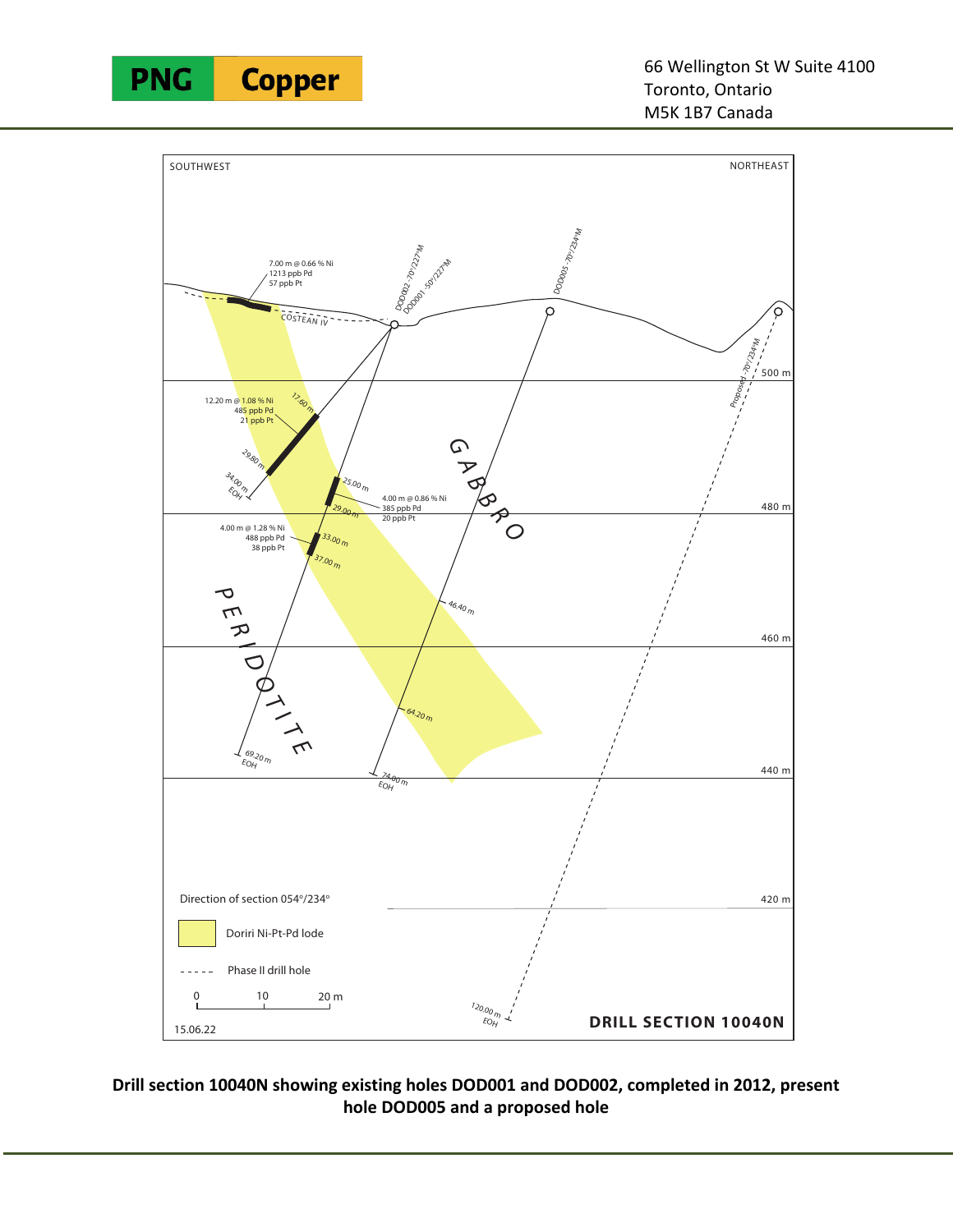**Drill section 10040N showing existing holes DOD001 and DOD002, completed in 2012, present hole DOD005 and a proposed hole**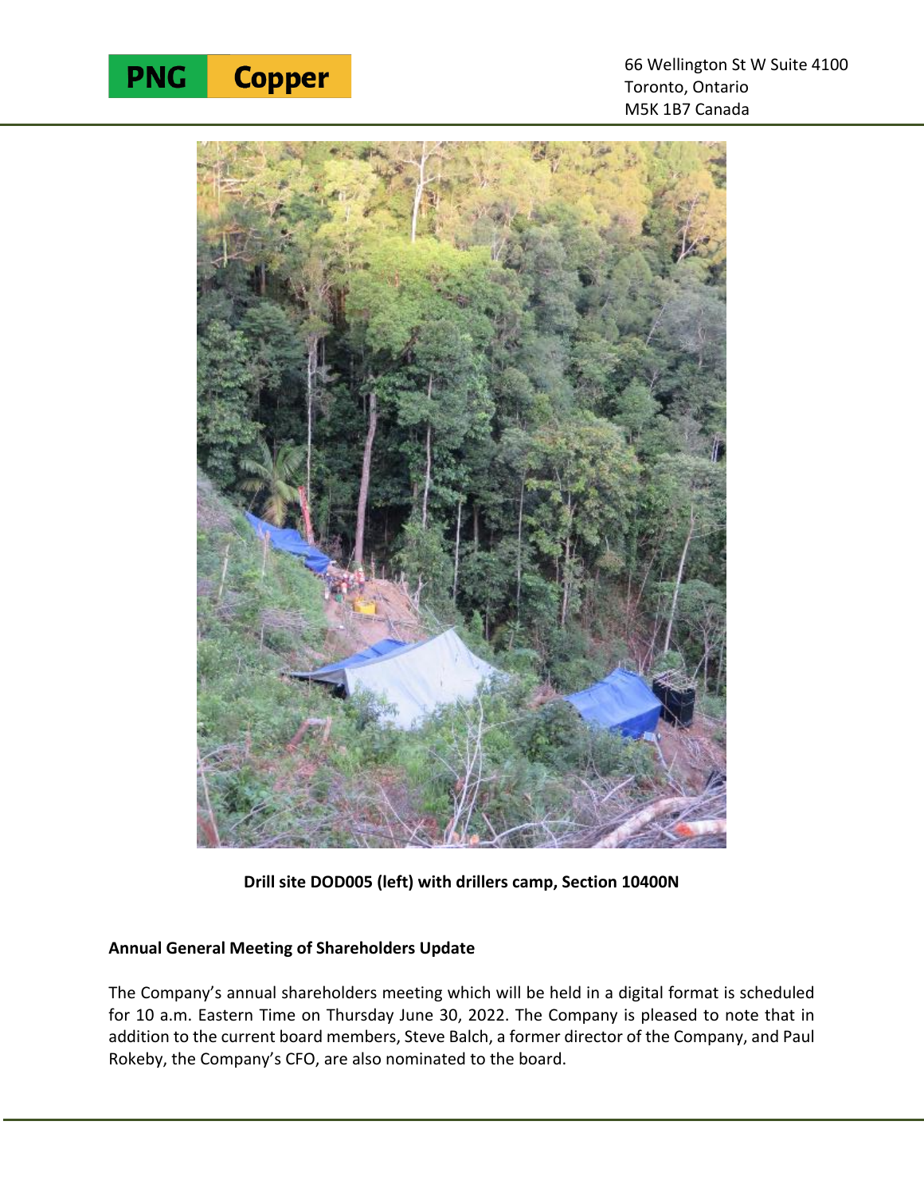Drill site DOD005 (left) with drillers camp, Section 10400N

**Annual General Meeting of Shareholders Update**

The Company's annual shareholders meeting which will be held in a digital format is scheduled for 10 a.m. Eastern Time on Thursday June 30, 2022. The Company is pleased to note that in addition to the current board members, Steve Balch, a former director of the Company, and Paul Rokeby, the Company's CFO, are also nominated to the board.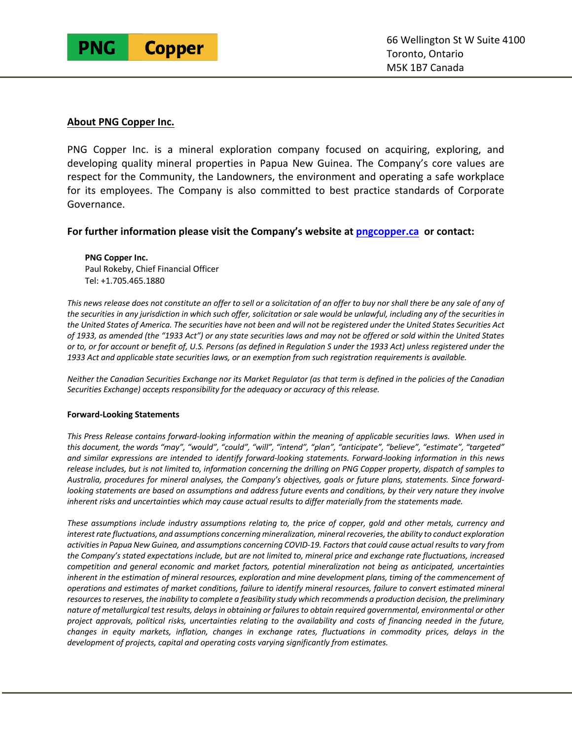## About PNG Copper Inc.

PNG Copper Inc. is a mineral exploration company focused on acquiring, exploring, and developing quality mineral properties in Papua New Guinea. The Company's core values are respect for the Community, the Landowners, the environment and operating a safe workplace for its employees. The Company is also committed to best practice standards of Corporate Governance.

### For further information please visit the Company's website at [pngcopper.ca](pngcopper.ca) or contact:

**PNG Copper Inc.**
Paul Rokeby, Chief Financial Officer
Tel: +1.705.465.1880

*This news release does not constitute an offer to sell or a solicitation of an offer to buy nor shall there be any sale of any of the securities in any jurisdiction in which such offer, solicitation or sale would be unlawful, including any of the securities in the United States of America. The securities have not been and will not be registered under the United States Securities Act of 1933, as amended (the "1933 Act") or any state securities laws and may not be offered or sold within the United States or to, or for account or benefit of, U.S. Persons (as defined in Regulation S under the 1933 Act) unless registered under the 1933 Act and applicable state securities laws, or an exemption from such registration requirements is available.*

*Neither the Canadian Securities Exchange nor its Market Regulator (as that term is defined in the policies of the Canadian Securities Exchange) accepts responsibility for the adequacy or accuracy of this release.*

**Forward-Looking Statements**

*This Press Release contains forward-looking information within the meaning of applicable securities laws. When used in this document, the words "may", "would", "could", "will", "intend", "plan", "anticipate", "believe", "estimate", "targeted" and similar expressions are intended to identify forward-looking statements. Forward-looking information in this news release includes, but is not limited to, information concerning the drilling on PNG Copper property, dispatch of samples to Australia, procedures for mineral analyses, the Company's objectives, goals or future plans, statements. Since forward-looking statements are based on assumptions and address future events and conditions, by their very nature they involve inherent risks and uncertainties which may cause actual results to differ materially from the statements made.*

*These assumptions include industry assumptions relating to, the price of copper, gold and other metals, currency and interest rate fluctuations, and assumptions concerning mineralization, mineral recoveries, the ability to conduct exploration activities in Papua New Guinea, and assumptions concerning COVID-19. Factors that could cause actual results to vary from the Company's stated expectations include, but are not limited to, mineral price and exchange rate fluctuations, increased competition and general economic and market factors, potential mineralization not being as anticipated, uncertainties inherent in the estimation of mineral resources, exploration and mine development plans, timing of the commencement of operations and estimates of market conditions, failure to identify mineral resources, failure to convert estimated mineral resources to reserves, the inability to complete a feasibility study which recommends a production decision, the preliminary nature of metallurgical test results, delays in obtaining or failures to obtain required governmental, environmental or other project approvals, political risks, uncertainties relating to the availability and costs of financing needed in the future, changes in equity markets, inflation, changes in exchange rates, fluctuations in commodity prices, delays in the development of projects, capital and operating costs varying significantly from estimates.*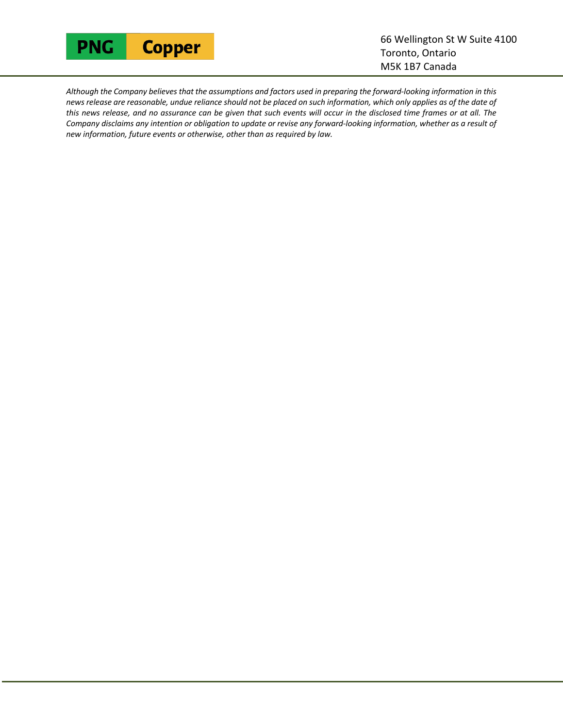*Although the Company believes that the assumptions and factors used in preparing the forward-looking information in this news release are reasonable, undue reliance should not be placed on such information, which only applies as of the date of this news release, and no assurance can be given that such events will occur in the disclosed time frames or at all. The Company disclaims any intention or obligation to update or revise any forward-looking information, whether as a result of new information, future events or otherwise, other than as required by law.*